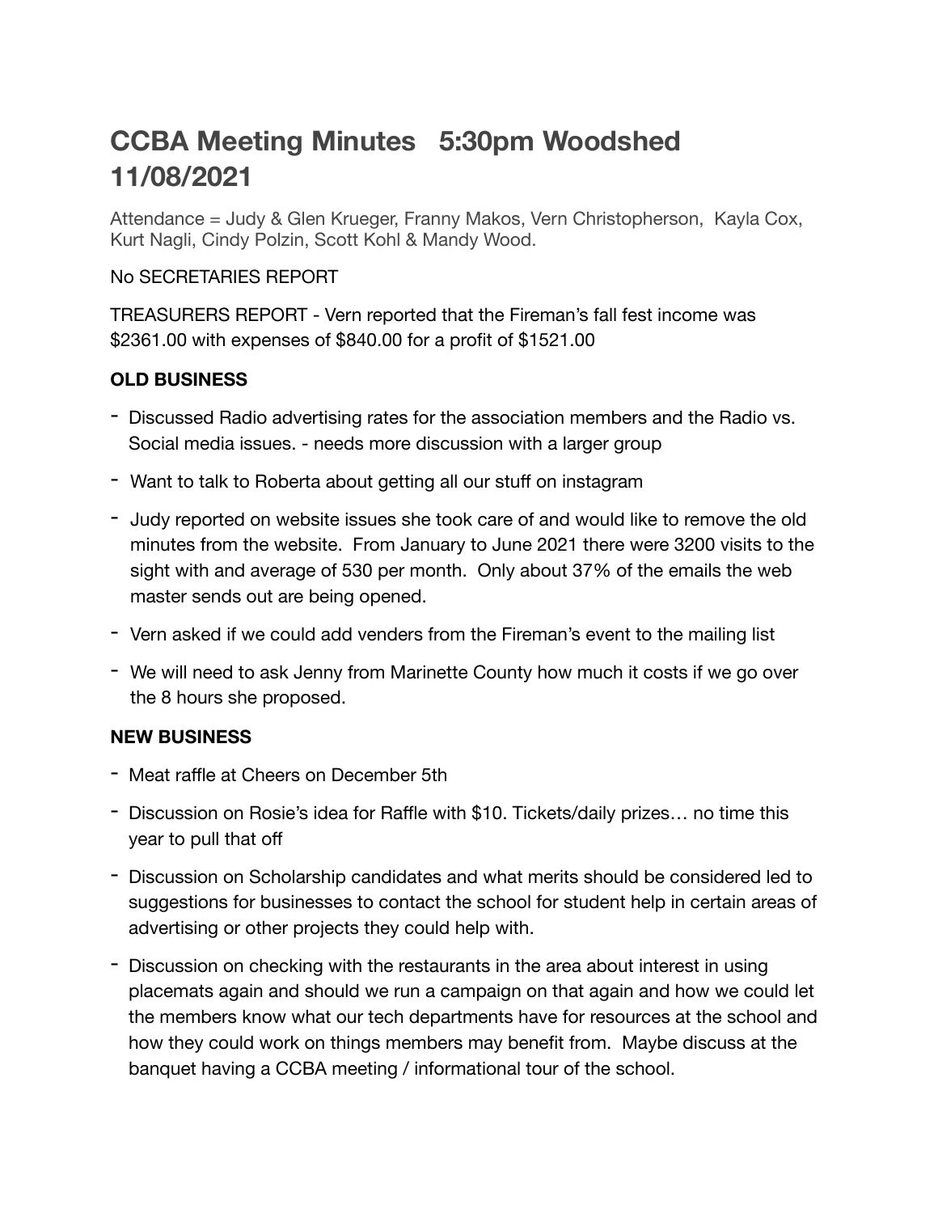# CCBA Meeting Minutes   5:30pm Woodshed 11/08/2021

Attendance = Judy & Glen Krueger, Franny Makos, Vern Christopherson,  Kayla Cox, Kurt Nagli, Cindy Polzin, Scott Kohl & Mandy Wood.

No SECRETARIES REPORT

TREASURERS REPORT - Vern reported that the Fireman's fall fest income was $2361.00 with expenses of $840.00 for a profit of $1521.00

**OLD BUSINESS**

- Discussed Radio advertising rates for the association members and the Radio vs. Social media issues. - needs more discussion with a larger group
- Want to talk to Roberta about getting all our stuff on instagram
- Judy reported on website issues she took care of and would like to remove the old minutes from the website.  From January to June 2021 there were 3200 visits to the sight with and average of 530 per month.  Only about 37% of the emails the web master sends out are being opened.
- Vern asked if we could add venders from the Fireman's event to the mailing list
- We will need to ask Jenny from Marinette County how much it costs if we go over the 8 hours she proposed.

**NEW BUSINESS**

- Meat raffle at Cheers on December 5th
- Discussion on Rosie's idea for Raffle with $10. Tickets/daily prizes… no time this year to pull that off
- Discussion on Scholarship candidates and what merits should be considered led to suggestions for businesses to contact the school for student help in certain areas of advertising or other projects they could help with.
- Discussion on checking with the restaurants in the area about interest in using placemats again and should we run a campaign on that again and how we could let the members know what our tech departments have for resources at the school and how they could work on things members may benefit from.  Maybe discuss at the banquet having a CCBA meeting / informational tour of the school.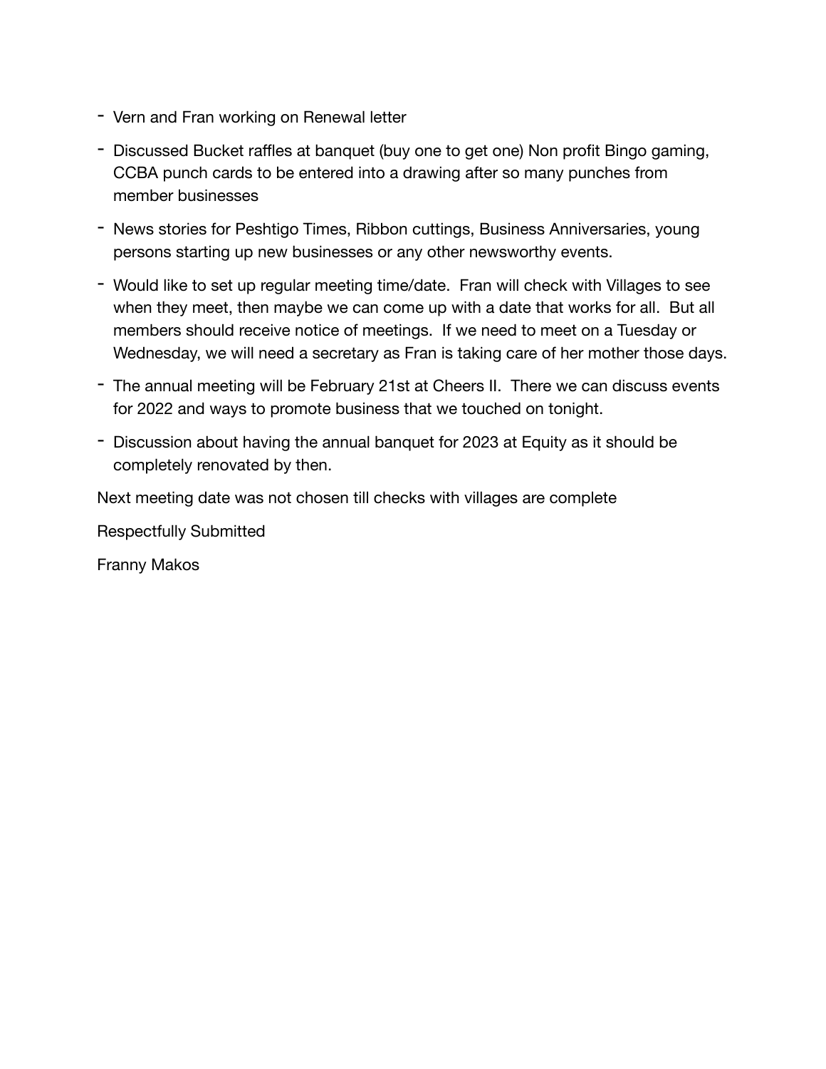- Vern and Fran working on Renewal letter
- Discussed Bucket raffles at banquet (buy one to get one) Non profit Bingo gaming, CCBA punch cards to be entered into a drawing after so many punches from member businesses
- News stories for Peshtigo Times, Ribbon cuttings, Business Anniversaries, young persons starting up new businesses or any other newsworthy events.
- Would like to set up regular meeting time/date. Fran will check with Villages to see when they meet, then maybe we can come up with a date that works for all. But all members should receive notice of meetings. If we need to meet on a Tuesday or Wednesday, we will need a secretary as Fran is taking care of her mother those days.
- The annual meeting will be February 21st at Cheers II. There we can discuss events for 2022 and ways to promote business that we touched on tonight.
- Discussion about having the annual banquet for 2023 at Equity as it should be completely renovated by then.

Next meeting date was not chosen till checks with villages are complete

Respectfully Submitted

Franny Makos